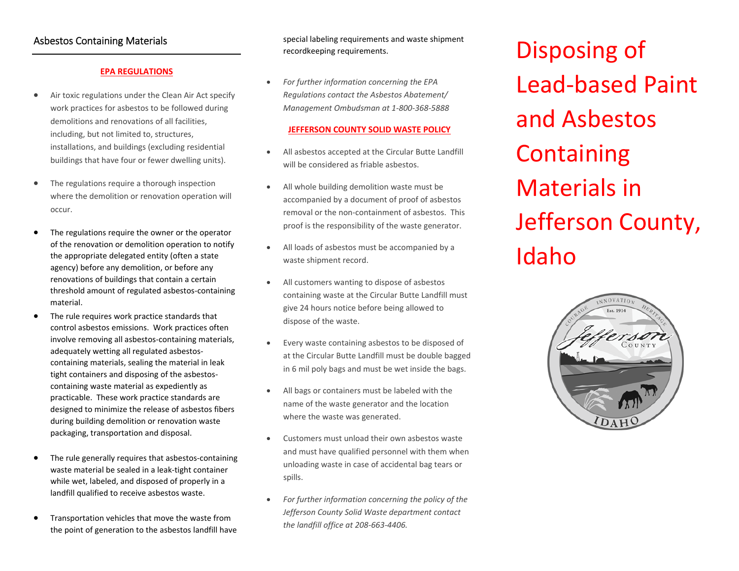## Asbestos Containing Materials

**EPA REGULATIONS**

- Air toxic regulations under the Clean Air Act specify work practices for asbestos to be followed during demolitions and renovations of all facilities, including, but not limited to, structures, installations, and buildings (excluding residential buildings that have four or fewer dwelling units).
- The regulations require a thorough inspection where the demolition or renovation operation will occur.
- The regulations require the owner or the operator of the renovation or demolition operation to notify the appropriate delegated entity (often a state agency) before any demolition, or before any renovations of buildings that contain a certain threshold amount of regulated asbestos-containing material.
- The rule requires work practice standards that control asbestos emissions. Work practices often involve removing all asbestos-containing materials, adequately wetting all regulated asbestos-containing materials, sealing the material in leak tight containers and disposing of the asbestos-containing waste material as expediently as practicable. These work practice standards are designed to minimize the release of asbestos fibers during building demolition or renovation waste packaging, transportation and disposal.
- The rule generally requires that asbestos-containing waste material be sealed in a leak-tight container while wet, labeled, and disposed of properly in a landfill qualified to receive asbestos waste.
- Transportation vehicles that move the waste from the point of generation to the asbestos landfill have special labeling requirements and waste shipment recordkeeping requirements.
- *For further information concerning the EPA Regulations contact the Asbestos Abatement/ Management Ombudsman at 1-800-368-5888*

**JEFFERSON COUNTY SOLID WASTE POLICY**

- All asbestos accepted at the Circular Butte Landfill will be considered as friable asbestos.
- All whole building demolition waste must be accompanied by a document of proof of asbestos removal or the non-containment of asbestos. This proof is the responsibility of the waste generator.
- All loads of asbestos must be accompanied by a waste shipment record.
- All customers wanting to dispose of asbestos containing waste at the Circular Butte Landfill must give 24 hours notice before being allowed to dispose of the waste.
- Every waste containing asbestos to be disposed of at the Circular Butte Landfill must be double bagged in 6 mil poly bags and must be wet inside the bags.
- All bags or containers must be labeled with the name of the waste generator and the location where the waste was generated.
- Customers must unload their own asbestos waste and must have qualified personnel with them when unloading waste in case of accidental bag tears or spills.
- *For further information concerning the policy of the Jefferson County Solid Waste department contact the landfill office at 208-663-4406.*

# Disposing of Lead-based Paint and Asbestos Containing Materials in Jefferson County, Idaho

INNOVATION · COURAGE · HERITAGE · Est. 1914 · Jefferson County · IDAHO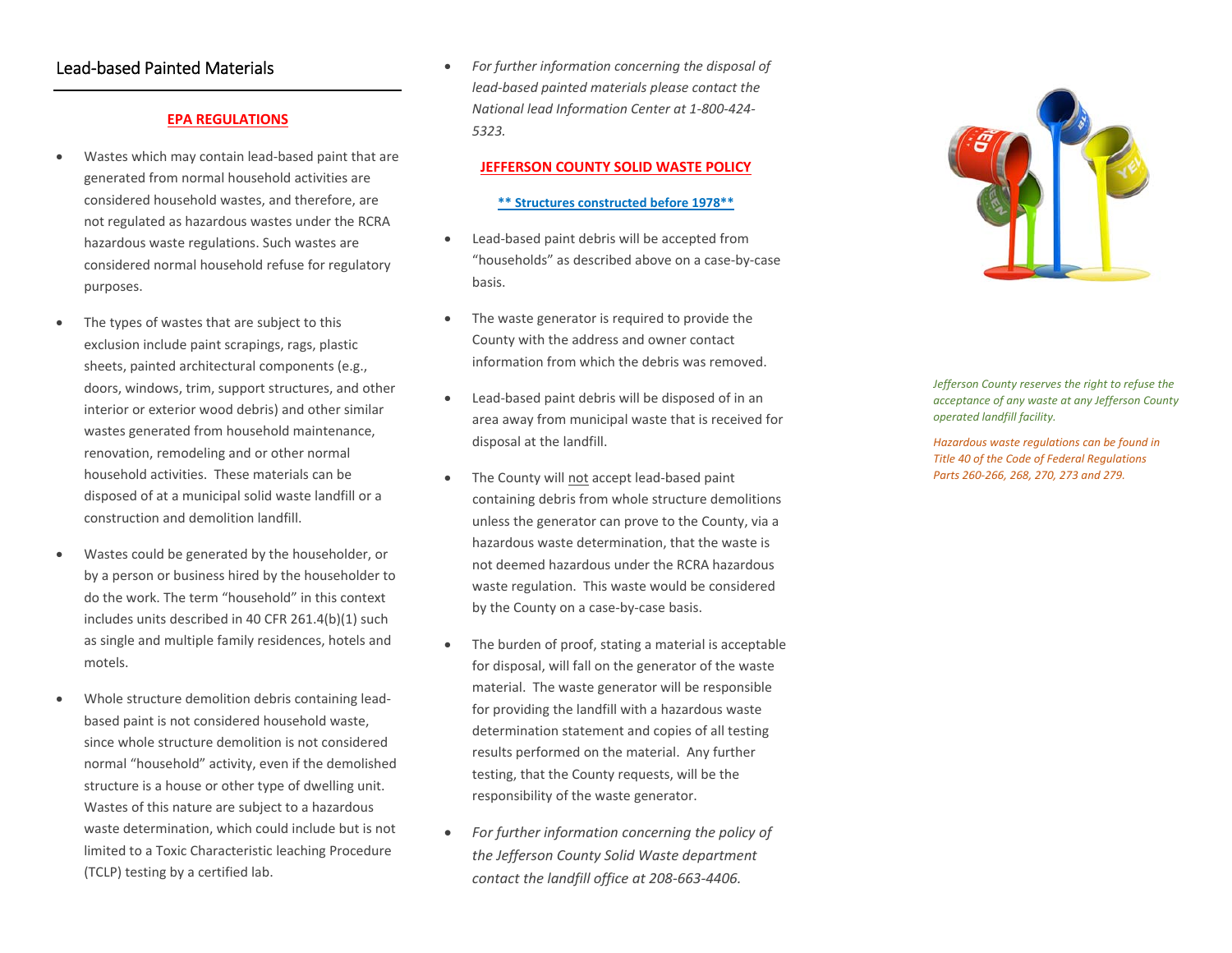## Lead-based Painted Materials

**EPA REGULATIONS**

- Wastes which may contain lead-based paint that are generated from normal household activities are considered household wastes, and therefore, are not regulated as hazardous wastes under the RCRA hazardous waste regulations. Such wastes are considered normal household refuse for regulatory purposes.

- The types of wastes that are subject to this exclusion include paint scrapings, rags, plastic sheets, painted architectural components (e.g., doors, windows, trim, support structures, and other interior or exterior wood debris) and other similar wastes generated from household maintenance, renovation, remodeling and or other normal household activities. These materials can be disposed of at a municipal solid waste landfill or a construction and demolition landfill.

- Wastes could be generated by the householder, or by a person or business hired by the householder to do the work. The term "household" in this context includes units described in 40 CFR 261.4(b)(1) such as single and multiple family residences, hotels and motels.

- Whole structure demolition debris containing lead-based paint is not considered household waste, since whole structure demolition is not considered normal "household" activity, even if the demolished structure is a house or other type of dwelling unit. Wastes of this nature are subject to a hazardous waste determination, which could include but is not limited to a Toxic Characteristic leaching Procedure (TCLP) testing by a certified lab.

- *For further information concerning the disposal of lead-based painted materials please contact the National lead Information Center at 1-800-424-5323.*

**JEFFERSON COUNTY SOLID WASTE POLICY**

**** Structures constructed before 1978****

- Lead-based paint debris will be accepted from "households" as described above on a case-by-case basis.

- The waste generator is required to provide the County with the address and owner contact information from which the debris was removed.

- Lead-based paint debris will be disposed of in an area away from municipal waste that is received for disposal at the landfill.

- The County will not accept lead-based paint containing debris from whole structure demolitions unless the generator can prove to the County, via a hazardous waste determination, that the waste is not deemed hazardous under the RCRA hazardous waste regulation. This waste would be considered by the County on a case-by-case basis.

- The burden of proof, stating a material is acceptable for disposal, will fall on the generator of the waste material. The waste generator will be responsible for providing the landfill with a hazardous waste determination statement and copies of all testing results performed on the material. Any further testing, that the County requests, will be the responsibility of the waste generator.

- *For further information concerning the policy of the Jefferson County Solid Waste department contact the landfill office at 208-663-4406.*

*Jefferson County reserves the right to refuse the acceptance of any waste at any Jefferson County operated landfill facility.*

*Hazardous waste regulations can be found in Title 40 of the Code of Federal Regulations Parts 260-266, 268, 270, 273 and 279.*